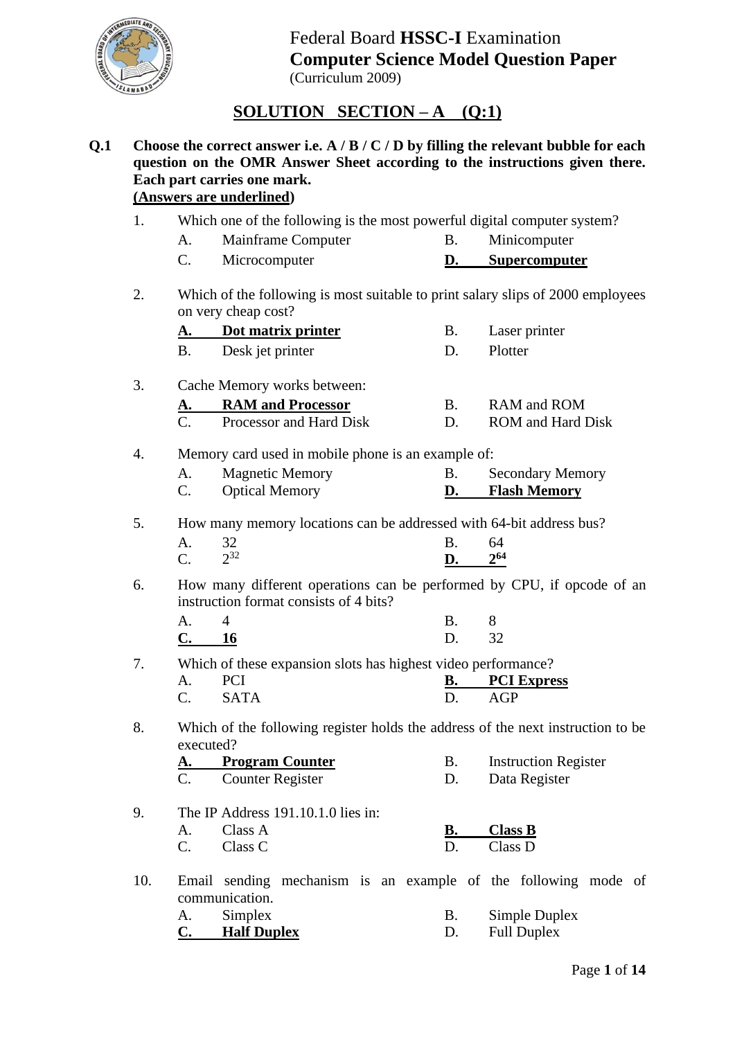Federal Board **HSSC-I** Examination
**Computer Science Model Question Paper**
(Curriculum 2009)

## SOLUTION SECTION – A (Q:1)

**Q.1 Choose the correct answer i.e. A / B / C / D by filling the relevant bubble for each question on the OMR Answer Sheet according to the instructions given there. Each part carries one mark.**
**(Answers are underlined)**

1. Which one of the following is the most powerful digital computer system?
   - A. Mainframe Computer
   - B. Minicomputer
   - C. Microcomputer
   - **<u>D. Supercomputer</u>**

2. Which of the following is most suitable to print salary slips of 2000 employees on very cheap cost?
   - **<u>A. Dot matrix printer</u>**
   - B. Laser printer
   - B. Desk jet printer
   - D. Plotter

3. Cache Memory works between:
   - **<u>A. RAM and Processor</u>**
   - B. RAM and ROM
   - C. Processor and Hard Disk
   - D. ROM and Hard Disk

4. Memory card used in mobile phone is an example of:
   - A. Magnetic Memory
   - B. Secondary Memory
   - C. Optical Memory
   - **<u>D. Flash Memory</u>**

5. How many memory locations can be addressed with 64-bit address bus?
   - A. 32
   - B. 64
   - C. $2^{32}$
   - **<u>D. $2^{64}$</u>**

6. How many different operations can be performed by CPU, if opcode of an instruction format consists of 4 bits?
   - A. 4
   - B. 8
   - **<u>C. 16</u>**
   - D. 32

7. Which of these expansion slots has highest video performance?
   - A. PCI
   - **<u>B. PCI Express</u>**
   - C. SATA
   - D. AGP

8. Which of the following register holds the address of the next instruction to be executed?
   - **<u>A. Program Counter</u>**
   - B. Instruction Register
   - C. Counter Register
   - D. Data Register

9. The IP Address 191.10.1.0 lies in:
   - A. Class A
   - **<u>B. Class B</u>**
   - C. Class C
   - D. Class D

10. Email sending mechanism is an example of the following mode of communication.
    - A. Simplex
    - B. Simple Duplex
    - **<u>C. Half Duplex</u>**
    - D. Full Duplex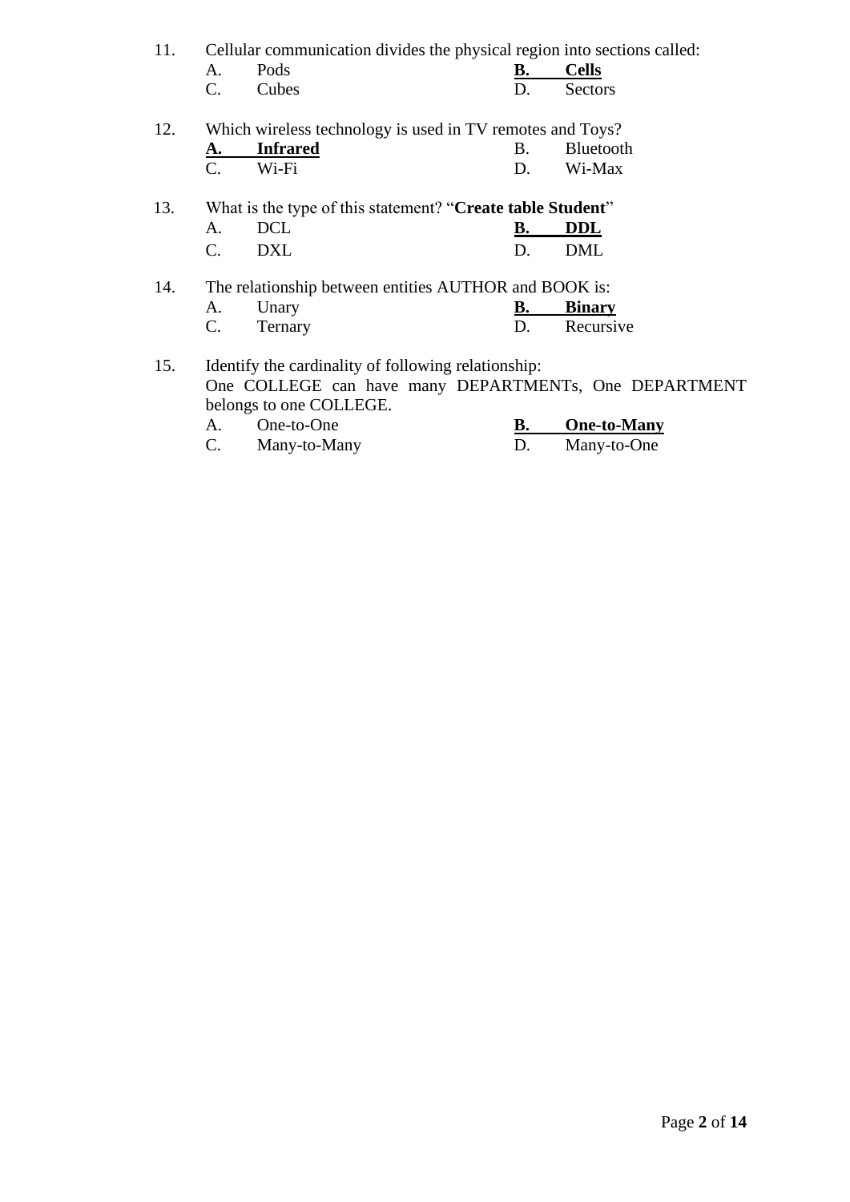11. Cellular communication divides the physical region into sections called:
    - A. Pods
    - **<u>B. Cells</u>**
    - C. Cubes
    - D. Sectors

12. Which wireless technology is used in TV remotes and Toys?
    - **<u>A. Infrared</u>**
    - B. Bluetooth
    - C. Wi-Fi
    - D. Wi-Max

13. What is the type of this statement? "**Create table Student**"
    - A. DCL
    - **<u>B. DDL</u>**
    - C. DXL
    - D. DML

14. The relationship between entities AUTHOR and BOOK is:
    - A. Unary
    - **<u>B. Binary</u>**
    - C. Ternary
    - D. Recursive

15. Identify the cardinality of following relationship:
    One COLLEGE can have many DEPARTMENTs, One DEPARTMENT belongs to one COLLEGE.
    - A. One-to-One
    - **<u>B. One-to-Many</u>**
    - C. Many-to-Many
    - D. Many-to-One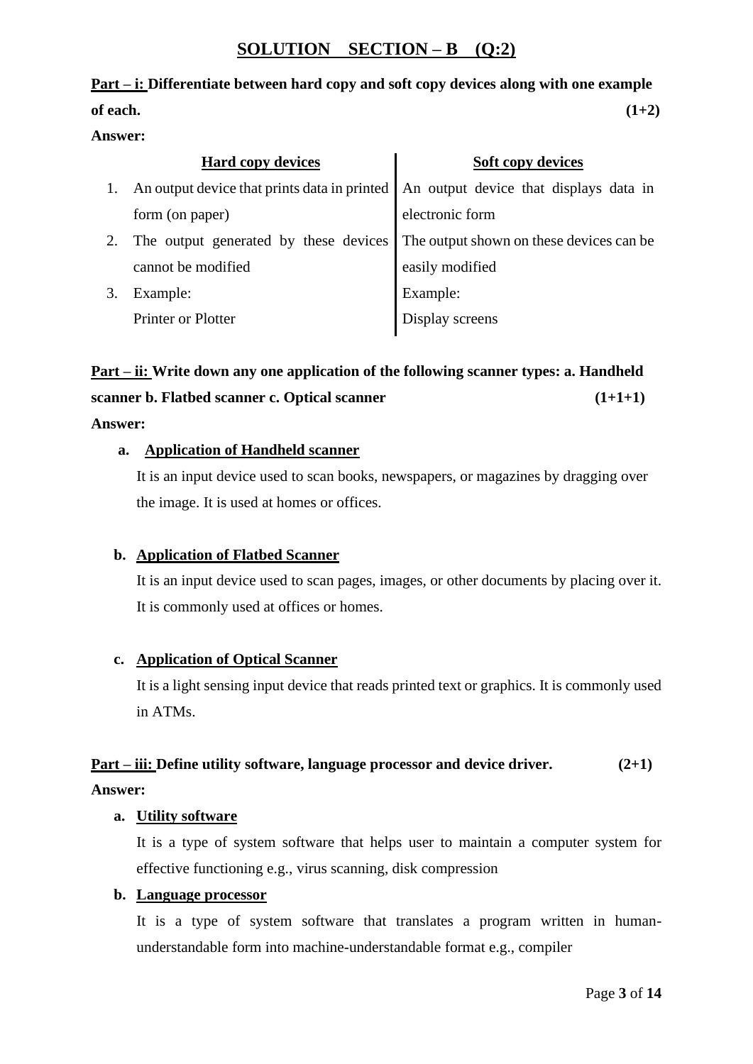## SOLUTION SECTION – B (Q:2)

**Part – i: Differentiate between hard copy and soft copy devices along with one example of each.** **(1+2)**

**Answer:**

| | Hard copy devices | Soft copy devices |
|---|---|---|
| 1. | An output device that prints data in printed form (on paper) | An output device that displays data in electronic form |
| 2. | The output generated by these devices cannot be modified | The output shown on these devices can be easily modified |
| 3. | Example: Printer or Plotter | Example: Display screens |

**Part – ii: Write down any one application of the following scanner types: a. Handheld scanner b. Flatbed scanner c. Optical scanner** **(1+1+1)**

**Answer:**

**a. Application of Handheld scanner**

It is an input device used to scan books, newspapers, or magazines by dragging over the image. It is used at homes or offices.

**b. Application of Flatbed Scanner**

It is an input device used to scan pages, images, or other documents by placing over it. It is commonly used at offices or homes.

**c. Application of Optical Scanner**

It is a light sensing input device that reads printed text or graphics. It is commonly used in ATMs.

**Part – iii: Define utility software, language processor and device driver.** **(2+1)**

**Answer:**

**a. Utility software**

It is a type of system software that helps user to maintain a computer system for effective functioning e.g., virus scanning, disk compression

**b. Language processor**

It is a type of system software that translates a program written in human-understandable form into machine-understandable format e.g., compiler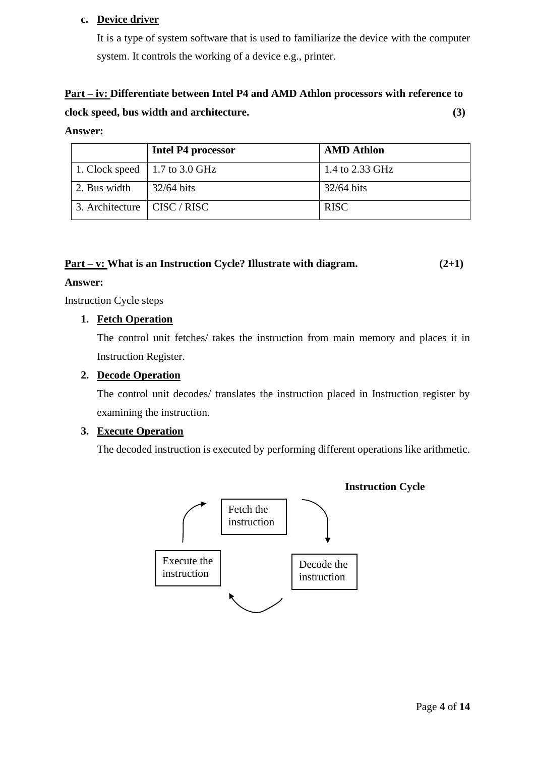c. **<u>Device driver</u>**

   It is a type of system software that is used to familiarize the device with the computer system. It controls the working of a device e.g., printer.

**<u>Part – iv:</u> Differentiate between Intel P4 and AMD Athlon processors with reference to clock speed, bus width and architecture. (3)**

**Answer:**

| | **Intel P4 processor** | **AMD Athlon** |
|---|---|---|
| 1. Clock speed | 1.7 to 3.0 GHz | 1.4 to 2.33 GHz |
| 2. Bus width | 32/64 bits | 32/64 bits |
| 3. Architecture | CISC / RISC | RISC |

**<u>Part – v:</u> What is an Instruction Cycle? Illustrate with diagram. (2+1)**

**Answer:**

Instruction Cycle steps

1. **<u>Fetch Operation</u>**

   The control unit fetches/ takes the instruction from main memory and places it in Instruction Register.

2. **<u>Decode Operation</u>**

   The control unit decodes/ translates the instruction placed in Instruction register by examining the instruction.

3. **<u>Execute Operation</u>**

   The decoded instruction is executed by performing different operations like arithmetic.

**Instruction Cycle**

Fetch the instruction → Decode the instruction → Execute the instruction → Fetch the instruction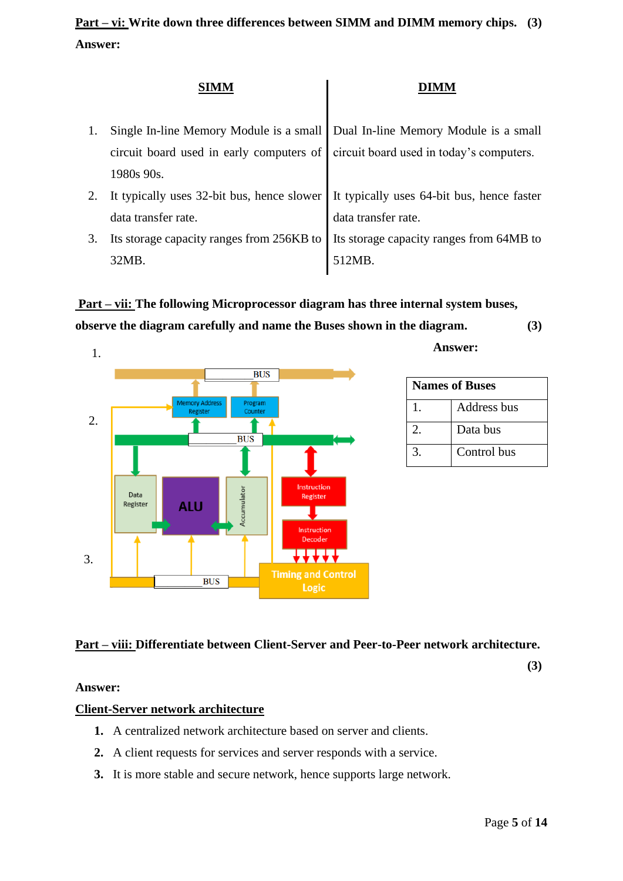**Part – vi: Write down three differences between SIMM and DIMM memory chips.** **(3)**

**Answer:**

| | SIMM | DIMM |
|---|---|---|
| 1. | Single In-line Memory Module is a small circuit board used in early computers of 1980s 90s. | Dual In-line Memory Module is a small circuit board used in today's computers. |
| 2. | It typically uses 32-bit bus, hence slower data transfer rate. | It typically uses 64-bit bus, hence faster data transfer rate. |
| 3. | Its storage capacity ranges from 256KB to 32MB. | Its storage capacity ranges from 64MB to 512MB. |

**Part – vii: The following Microprocessor diagram has three internal system buses, observe the diagram carefully and name the Buses shown in the diagram.** **(3)**

1. BUS
2. BUS
3. BUS

Memory Address Register, Program Counter, Data Register, ALU, Accumulator, Instruction Register, Instruction Decoder, Timing and Control Logic

**Answer:**

| Names of Buses | |
|---|---|
| 1. | Address bus |
| 2. | Data bus |
| 3. | Control bus |

**Part – viii: Differentiate between Client-Server and Peer-to-Peer network architecture.** **(3)**

**Answer:**

**Client-Server network architecture**

1. A centralized network architecture based on server and clients.
2. A client requests for services and server responds with a service.
3. It is more stable and secure network, hence supports large network.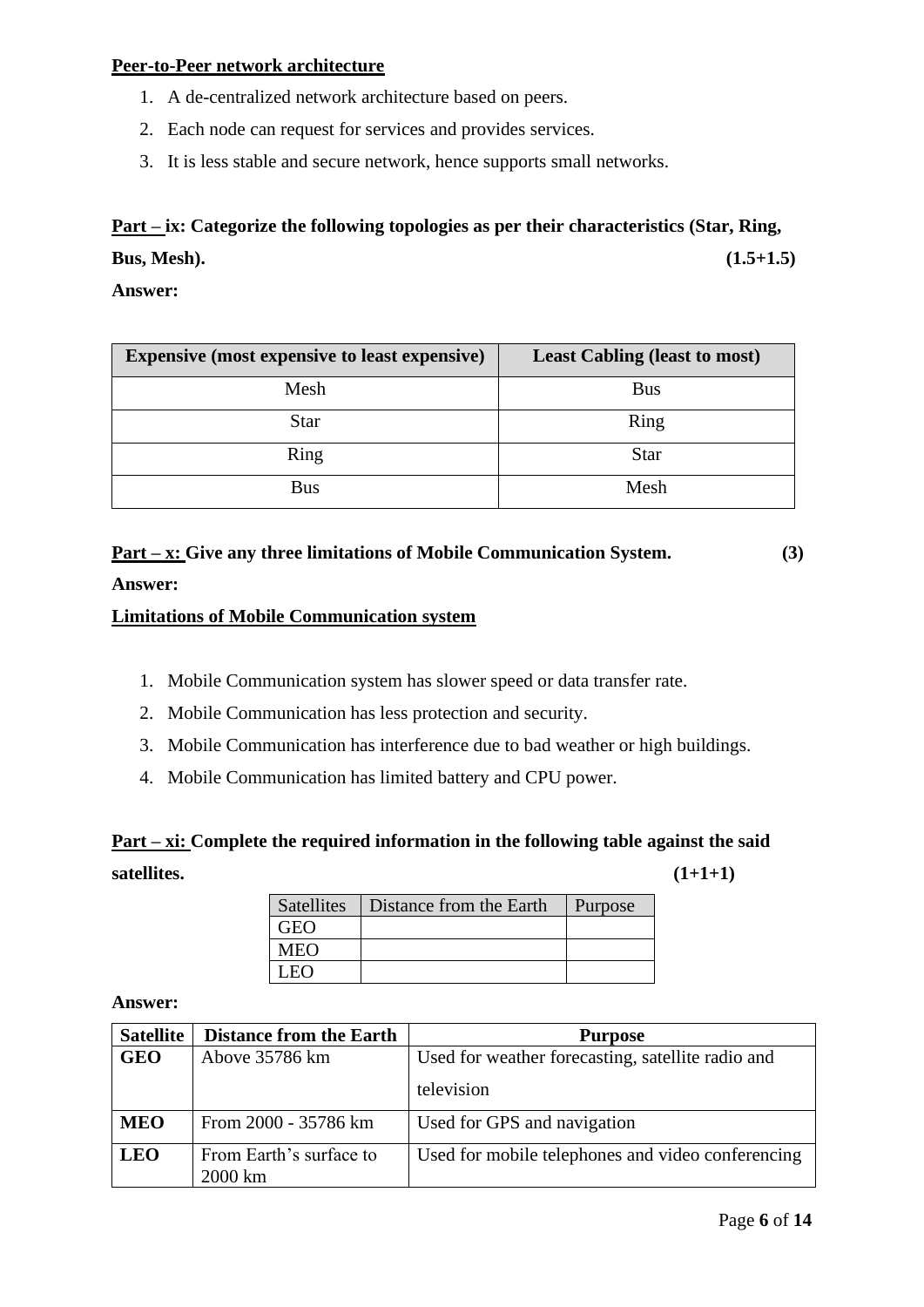**Peer-to-Peer network architecture**

1. A de-centralized network architecture based on peers.
2. Each node can request for services and provides services.
3. It is less stable and secure network, hence supports small networks.

**Part – ix: Categorize the following topologies as per their characteristics (Star, Ring, Bus, Mesh).** **(1.5+1.5)**

**Answer:**

| Expensive (most expensive to least expensive) | Least Cabling (least to most) |
|---|---|
| Mesh | Bus |
| Star | Ring |
| Ring | Star |
| Bus | Mesh |

**Part – x: Give any three limitations of Mobile Communication System.** **(3)**

**Answer:**

**Limitations of Mobile Communication system**

1. Mobile Communication system has slower speed or data transfer rate.
2. Mobile Communication has less protection and security.
3. Mobile Communication has interference due to bad weather or high buildings.
4. Mobile Communication has limited battery and CPU power.

**Part – xi: Complete the required information in the following table against the said satellites.** **(1+1+1)**

| Satellites | Distance from the Earth | Purpose |
|---|---|---|
| GEO | | |
| MEO | | |
| LEO | | |

**Answer:**

| Satellite | Distance from the Earth | Purpose |
|---|---|---|
| **GEO** | Above 35786 km | Used for weather forecasting, satellite radio and television |
| **MEO** | From 2000 - 35786 km | Used for GPS and navigation |
| **LEO** | From Earth's surface to 2000 km | Used for mobile telephones and video conferencing |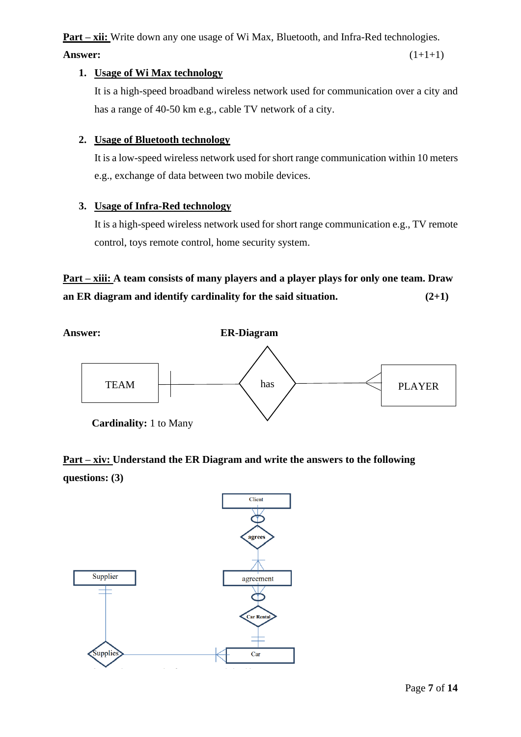**Part – xii:** Write down any one usage of Wi Max, Bluetooth, and Infra-Red technologies.

**Answer:** (1+1+1)

1. **Usage of Wi Max technology**

   It is a high-speed broadband wireless network used for communication over a city and has a range of 40-50 km e.g., cable TV network of a city.

2. **Usage of Bluetooth technology**

   It is a low-speed wireless network used for short range communication within 10 meters e.g., exchange of data between two mobile devices.

3. **Usage of Infra-Red technology**

   It is a high-speed wireless network used for short range communication e.g., TV remote control, toys remote control, home security system.

**Part – xiii: A team consists of many players and a player plays for only one team. Draw an ER diagram and identify cardinality for the said situation. (2+1)**

**Answer:** **ER-Diagram**

TEAM —|—— has ——< PLAYER

**Cardinality:** 1 to Many

**Part – xiv: Understand the ER Diagram and write the answers to the following questions: (3)**

Client — agrees — agreement — Car Rental — Car

Supplier — Supplies — Car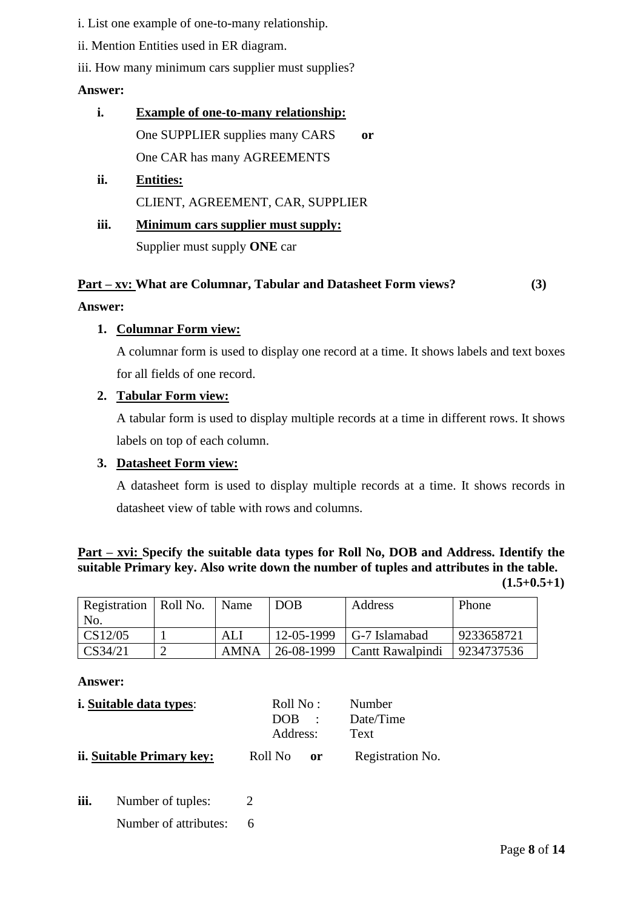i. List one example of one-to-many relationship.

ii. Mention Entities used in ER diagram.

iii. How many minimum cars supplier must supplies?

**Answer:**

- **i.** **Example of one-to-many relationship:**

  One SUPPLIER supplies many CARS **or**

  One CAR has many AGREEMENTS

- **ii.** **Entities:**

  CLIENT, AGREEMENT, CAR, SUPPLIER

- **iii.** **Minimum cars supplier must supply:**

  Supplier must supply **ONE** car

**Part – xv: What are Columnar, Tabular and Datasheet Form views? (3)**

**Answer:**

1. **Columnar Form view:**

   A columnar form is used to display one record at a time. It shows labels and text boxes for all fields of one record.

2. **Tabular Form view:**

   A tabular form is used to display multiple records at a time in different rows. It shows labels on top of each column.

3. **Datasheet Form view:**

   A datasheet form is used to display multiple records at a time. It shows records in datasheet view of table with rows and columns.

**Part – xvi: Specify the suitable data types for Roll No, DOB and Address. Identify the suitable Primary key. Also write down the number of tuples and attributes in the table. (1.5+0.5+1)**

| Registration No. | Roll No. | Name | DOB | Address | Phone |
|---|---|---|---|---|---|
| CS12/05 | 1 | ALI | 12-05-1999 | G-7 Islamabad | 9233658721 |
| CS34/21 | 2 | AMNA | 26-08-1999 | Cantt Rawalpindi | 9234737536 |

**Answer:**

**i. Suitable data types**:

| | |
|---|---|
| Roll No : | Number |
| DOB : | Date/Time |
| Address: | Text |

**ii. Suitable Primary key:** Roll No **or** Registration No.

**iii.** Number of tuples: 2

Number of attributes: 6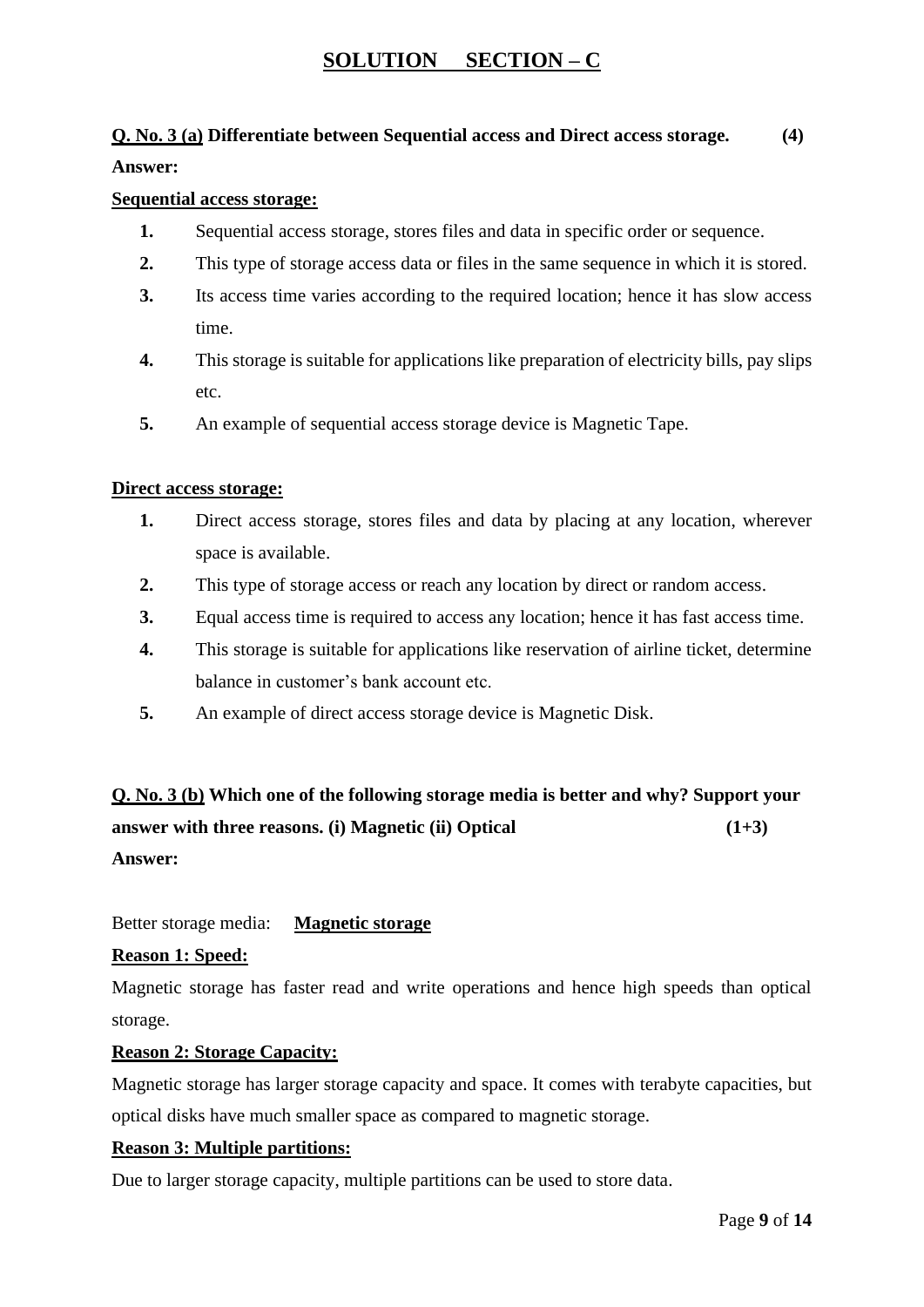## SOLUTION SECTION – C

**Q. No. 3 (a) Differentiate between Sequential access and Direct access storage. (4)**

**Answer:**

**Sequential access storage:**

1. Sequential access storage, stores files and data in specific order or sequence.
2. This type of storage access data or files in the same sequence in which it is stored.
3. Its access time varies according to the required location; hence it has slow access time.
4. This storage is suitable for applications like preparation of electricity bills, pay slips etc.
5. An example of sequential access storage device is Magnetic Tape.

**Direct access storage:**

1. Direct access storage, stores files and data by placing at any location, wherever space is available.
2. This type of storage access or reach any location by direct or random access.
3. Equal access time is required to access any location; hence it has fast access time.
4. This storage is suitable for applications like reservation of airline ticket, determine balance in customer's bank account etc.
5. An example of direct access storage device is Magnetic Disk.

**Q. No. 3 (b) Which one of the following storage media is better and why? Support your answer with three reasons. (i) Magnetic (ii) Optical (1+3)**

**Answer:**

Better storage media: **Magnetic storage**

**Reason 1: Speed:**

Magnetic storage has faster read and write operations and hence high speeds than optical storage.

**Reason 2: Storage Capacity:**

Magnetic storage has larger storage capacity and space. It comes with terabyte capacities, but optical disks have much smaller space as compared to magnetic storage.

**Reason 3: Multiple partitions:**

Due to larger storage capacity, multiple partitions can be used to store data.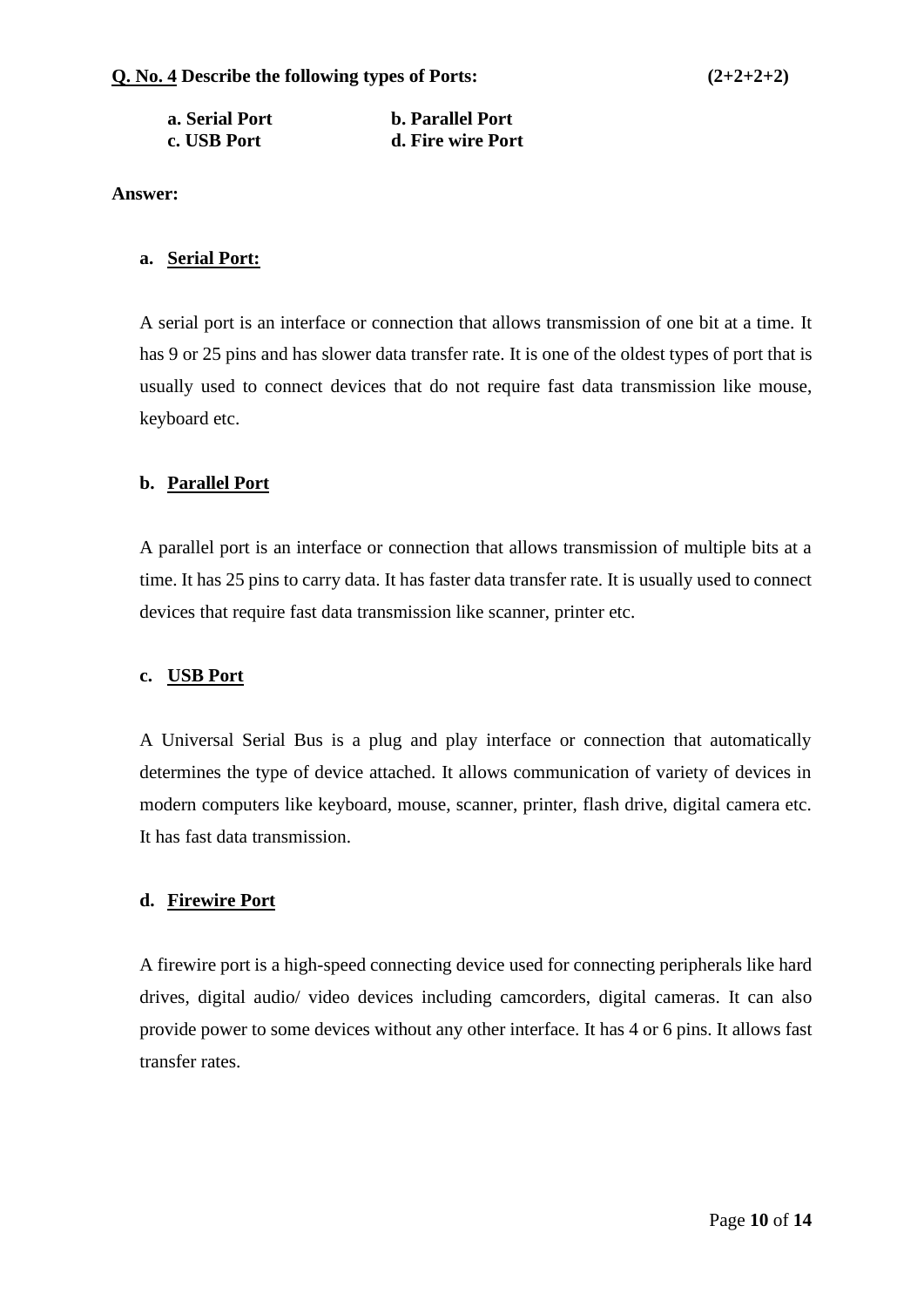**Q. No. 4 Describe the following types of Ports:** **(2+2+2+2)**

**a. Serial Port** **b. Parallel Port**
**c. USB Port** **d. Fire wire Port**

**Answer:**

a. **Serial Port:**

A serial port is an interface or connection that allows transmission of one bit at a time. It has 9 or 25 pins and has slower data transfer rate. It is one of the oldest types of port that is usually used to connect devices that do not require fast data transmission like mouse, keyboard etc.

b. **Parallel Port**

A parallel port is an interface or connection that allows transmission of multiple bits at a time. It has 25 pins to carry data. It has faster data transfer rate. It is usually used to connect devices that require fast data transmission like scanner, printer etc.

c. **USB Port**

A Universal Serial Bus is a plug and play interface or connection that automatically determines the type of device attached. It allows communication of variety of devices in modern computers like keyboard, mouse, scanner, printer, flash drive, digital camera etc. It has fast data transmission.

d. **Firewire Port**

A firewire port is a high-speed connecting device used for connecting peripherals like hard drives, digital audio/ video devices including camcorders, digital cameras. It can also provide power to some devices without any other interface. It has 4 or 6 pins. It allows fast transfer rates.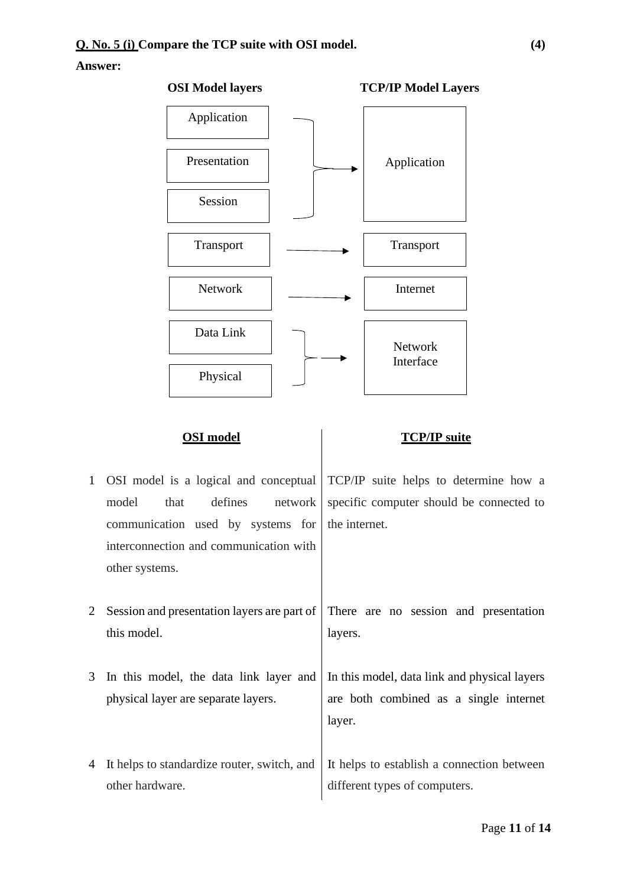**Q. No. 5 (i) Compare the TCP suite with OSI model.** **(4)**

**Answer:**

| OSI Model layers | TCP/IP Model Layers |
|---|---|
| Application | Application |
| Presentation | |
| Session | |
| Transport | Transport |
| Network | Internet |
| Data Link | Network Interface |
| Physical | |

| | OSI model | TCP/IP suite |
|---|---|---|
| 1 | OSI model is a logical and conceptual model that defines network communication used by systems for interconnection and communication with other systems. | TCP/IP suite helps to determine how a specific computer should be connected to the internet. |
| 2 | Session and presentation layers are part of this model. | There are no session and presentation layers. |
| 3 | In this model, the data link layer and physical layer are separate layers. | In this model, data link and physical layers are both combined as a single internet layer. |
| 4 | It helps to standardize router, switch, and other hardware. | It helps to establish a connection between different types of computers. |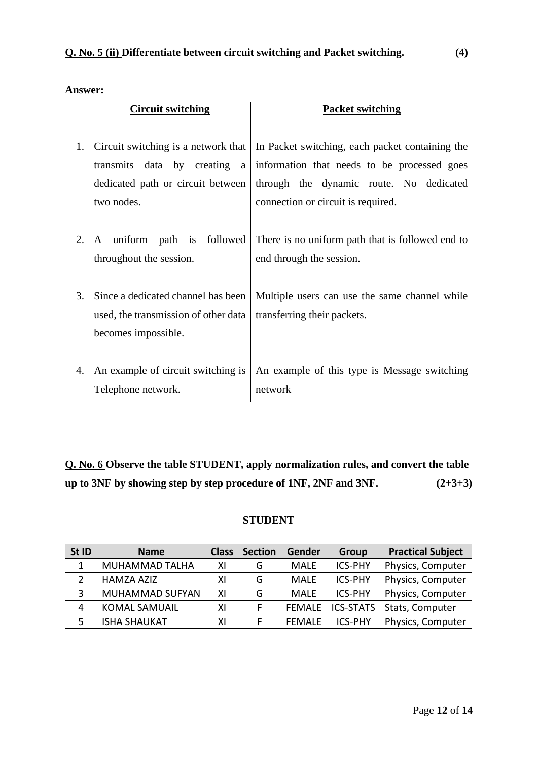**Q. No. 5 (ii) Differentiate between circuit switching and Packet switching. (4)**

**Answer:**

| Circuit switching | Packet switching |
|---|---|
| 1. Circuit switching is a network that transmits data by creating a dedicated path or circuit between two nodes. | In Packet switching, each packet containing the information that needs to be processed goes through the dynamic route. No dedicated connection or circuit is required. |
| 2. A uniform path is followed throughout the session. | There is no uniform path that is followed end to end through the session. |
| 3. Since a dedicated channel has been used, the transmission of other data becomes impossible. | Multiple users can use the same channel while transferring their packets. |
| 4. An example of circuit switching is Telephone network. | An example of this type is Message switching network |

**Q. No. 6 Observe the table STUDENT, apply normalization rules, and convert the table up to 3NF by showing step by step procedure of 1NF, 2NF and 3NF. (2+3+3)**

**STUDENT**

| St ID | Name | Class | Section | Gender | Group | Practical Subject |
|---|---|---|---|---|---|---|
| 1 | MUHAMMAD TALHA | XI | G | MALE | ICS-PHY | Physics, Computer |
| 2 | HAMZA AZIZ | XI | G | MALE | ICS-PHY | Physics, Computer |
| 3 | MUHAMMAD SUFYAN | XI | G | MALE | ICS-PHY | Physics, Computer |
| 4 | KOMAL SAMUAIL | XI | F | FEMALE | ICS-STATS | Stats, Computer |
| 5 | ISHA SHAUKAT | XI | F | FEMALE | ICS-PHY | Physics, Computer |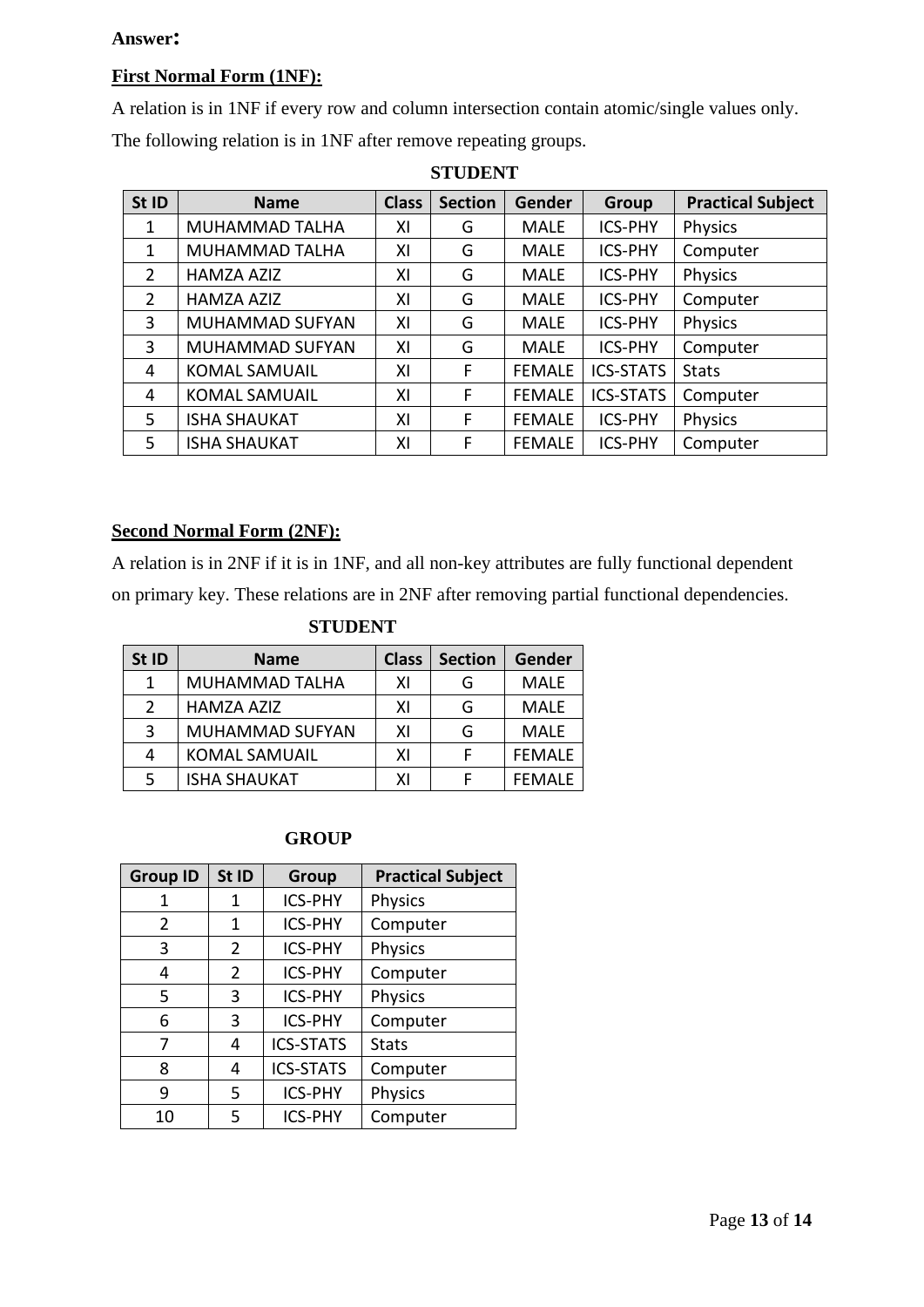**Answer:**

**First Normal Form (1NF):**

A relation is in 1NF if every row and column intersection contain atomic/single values only. The following relation is in 1NF after remove repeating groups.

**STUDENT**

| St ID | Name | Class | Section | Gender | Group | Practical Subject |
|---|---|---|---|---|---|---|
| 1 | MUHAMMAD TALHA | XI | G | MALE | ICS-PHY | Physics |
| 1 | MUHAMMAD TALHA | XI | G | MALE | ICS-PHY | Computer |
| 2 | HAMZA AZIZ | XI | G | MALE | ICS-PHY | Physics |
| 2 | HAMZA AZIZ | XI | G | MALE | ICS-PHY | Computer |
| 3 | MUHAMMAD SUFYAN | XI | G | MALE | ICS-PHY | Physics |
| 3 | MUHAMMAD SUFYAN | XI | G | MALE | ICS-PHY | Computer |
| 4 | KOMAL SAMUAIL | XI | F | FEMALE | ICS-STATS | Stats |
| 4 | KOMAL SAMUAIL | XI | F | FEMALE | ICS-STATS | Computer |
| 5 | ISHA SHAUKAT | XI | F | FEMALE | ICS-PHY | Physics |
| 5 | ISHA SHAUKAT | XI | F | FEMALE | ICS-PHY | Computer |

**Second Normal Form (2NF):**

A relation is in 2NF if it is in 1NF, and all non-key attributes are fully functional dependent on primary key. These relations are in 2NF after removing partial functional dependencies.

**STUDENT**

| St ID | Name | Class | Section | Gender |
|---|---|---|---|---|
| 1 | MUHAMMAD TALHA | XI | G | MALE |
| 2 | HAMZA AZIZ | XI | G | MALE |
| 3 | MUHAMMAD SUFYAN | XI | G | MALE |
| 4 | KOMAL SAMUAIL | XI | F | FEMALE |
| 5 | ISHA SHAUKAT | XI | F | FEMALE |

**GROUP**

| Group ID | St ID | Group | Practical Subject |
|---|---|---|---|
| 1 | 1 | ICS-PHY | Physics |
| 2 | 1 | ICS-PHY | Computer |
| 3 | 2 | ICS-PHY | Physics |
| 4 | 2 | ICS-PHY | Computer |
| 5 | 3 | ICS-PHY | Physics |
| 6 | 3 | ICS-PHY | Computer |
| 7 | 4 | ICS-STATS | Stats |
| 8 | 4 | ICS-STATS | Computer |
| 9 | 5 | ICS-PHY | Physics |
| 10 | 5 | ICS-PHY | Computer |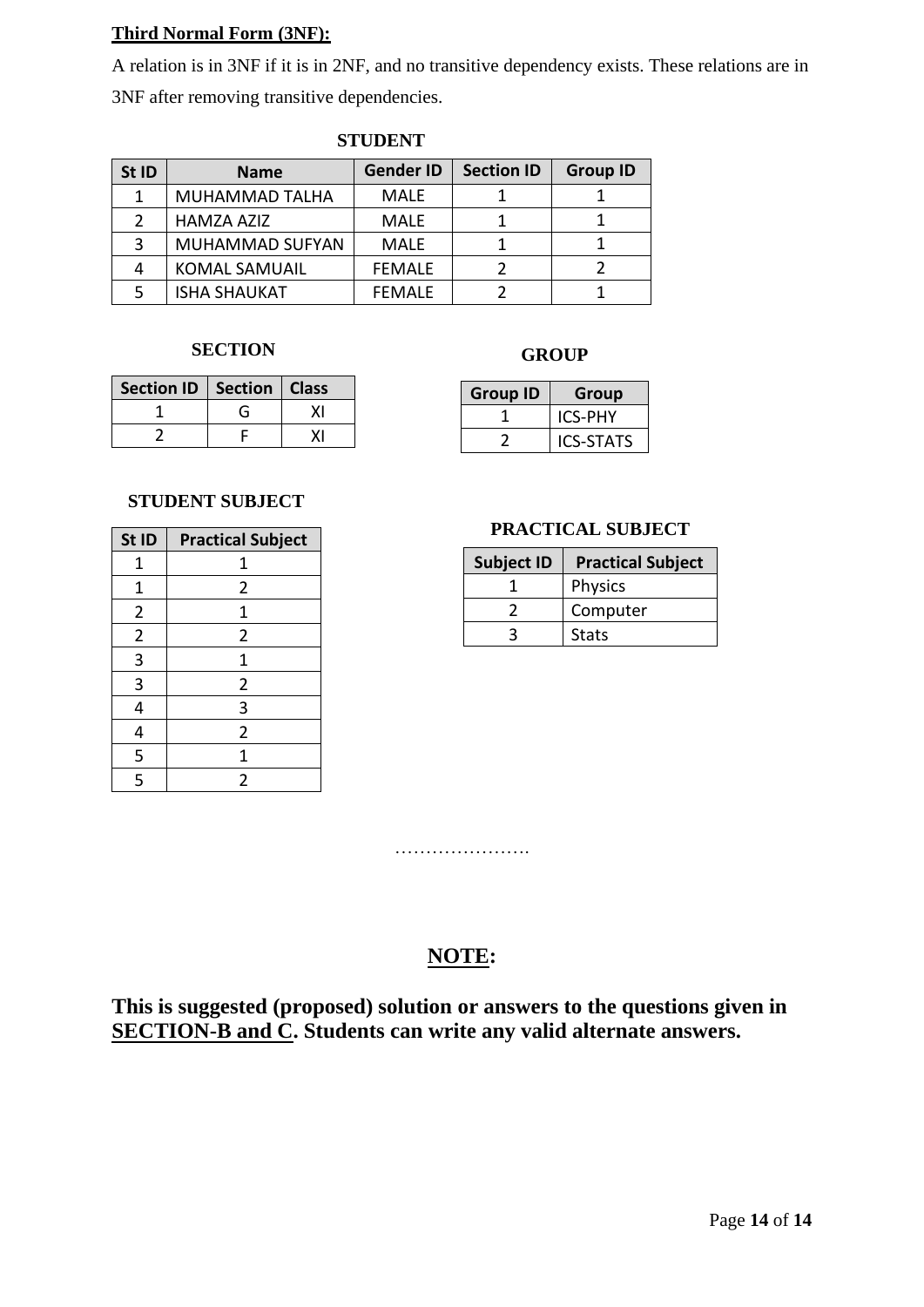**Third Normal Form (3NF):**

A relation is in 3NF if it is in 2NF, and no transitive dependency exists. These relations are in 3NF after removing transitive dependencies.

**STUDENT**

| St ID | Name | Gender ID | Section ID | Group ID |
|---|---|---|---|---|
| 1 | MUHAMMAD TALHA | MALE | 1 | 1 |
| 2 | HAMZA AZIZ | MALE | 1 | 1 |
| 3 | MUHAMMAD SUFYAN | MALE | 1 | 1 |
| 4 | KOMAL SAMUAIL | FEMALE | 2 | 2 |
| 5 | ISHA SHAUKAT | FEMALE | 2 | 1 |

**SECTION**

| Section ID | Section | Class |
|---|---|---|
| 1 | G | XI |
| 2 | F | XI |

**GROUP**

| Group ID | Group |
|---|---|
| 1 | ICS-PHY |
| 2 | ICS-STATS |

**STUDENT SUBJECT**

| St ID | Practical Subject |
|---|---|
| 1 | 1 |
| 1 | 2 |
| 2 | 1 |
| 2 | 2 |
| 3 | 1 |
| 3 | 2 |
| 4 | 3 |
| 4 | 2 |
| 5 | 1 |
| 5 | 2 |

**PRACTICAL SUBJECT**

| Subject ID | Practical Subject |
|---|---|
| 1 | Physics |
| 2 | Computer |
| 3 | Stats |

………………….

## NOTE:

**This is suggested (proposed) solution or answers to the questions given in SECTION-B and C. Students can write any valid alternate answers.**